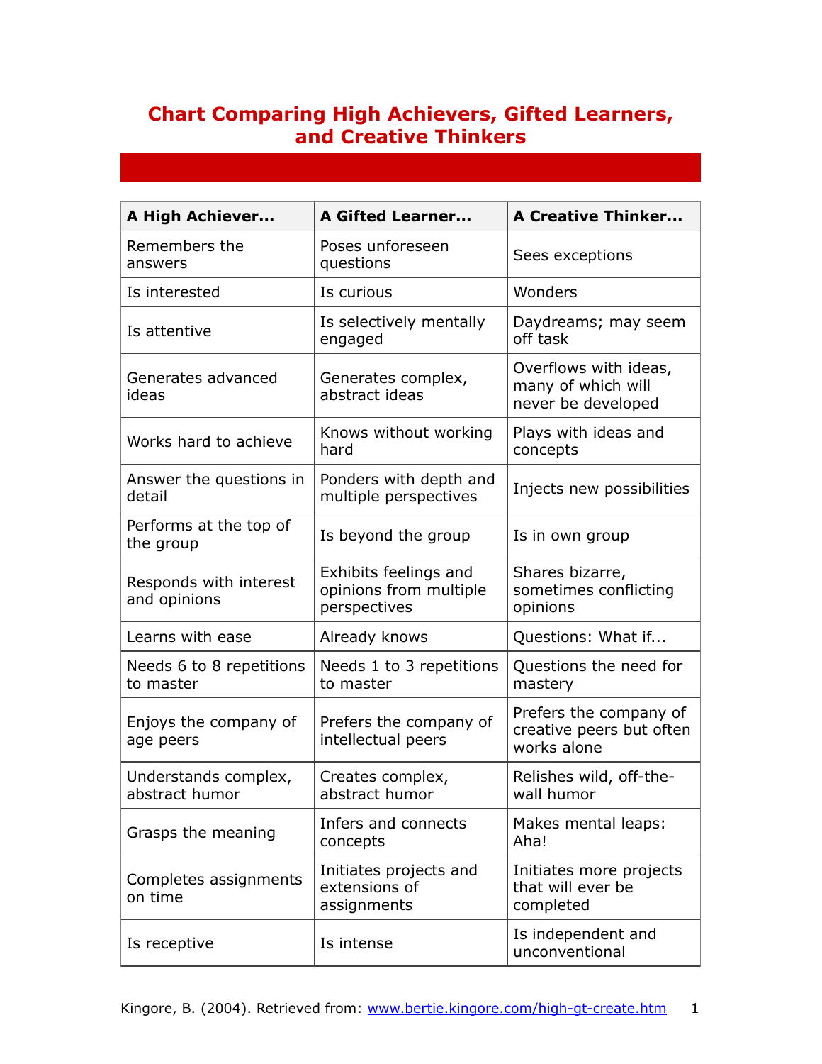# Chart Comparing High Achievers, Gifted Learners, and Creative Thinkers

| A High Achiever... | A Gifted Learner... | A Creative Thinker... |
|---|---|---|
| Remembers the answers | Poses unforeseen questions | Sees exceptions |
| Is interested | Is curious | Wonders |
| Is attentive | Is selectively mentally engaged | Daydreams; may seem off task |
| Generates advanced ideas | Generates complex, abstract ideas | Overflows with ideas, many of which will never be developed |
| Works hard to achieve | Knows without working hard | Plays with ideas and concepts |
| Answer the questions in detail | Ponders with depth and multiple perspectives | Injects new possibilities |
| Performs at the top of the group | Is beyond the group | Is in own group |
| Responds with interest and opinions | Exhibits feelings and opinions from multiple perspectives | Shares bizarre, sometimes conflicting opinions |
| Learns with ease | Already knows | Questions: What if... |
| Needs 6 to 8 repetitions to master | Needs 1 to 3 repetitions to master | Questions the need for mastery |
| Enjoys the company of age peers | Prefers the company of intellectual peers | Prefers the company of creative peers but often works alone |
| Understands complex, abstract humor | Creates complex, abstract humor | Relishes wild, off-the-wall humor |
| Grasps the meaning | Infers and connects concepts | Makes mental leaps: Aha! |
| Completes assignments on time | Initiates projects and extensions of assignments | Initiates more projects that will ever be completed |
| Is receptive | Is intense | Is independent and unconventional |

Kingore, B. (2004). Retrieved from: [www.bertie.kingore.com/high-gt-create.htm](www.bertie.kingore.com/high-gt-create.htm)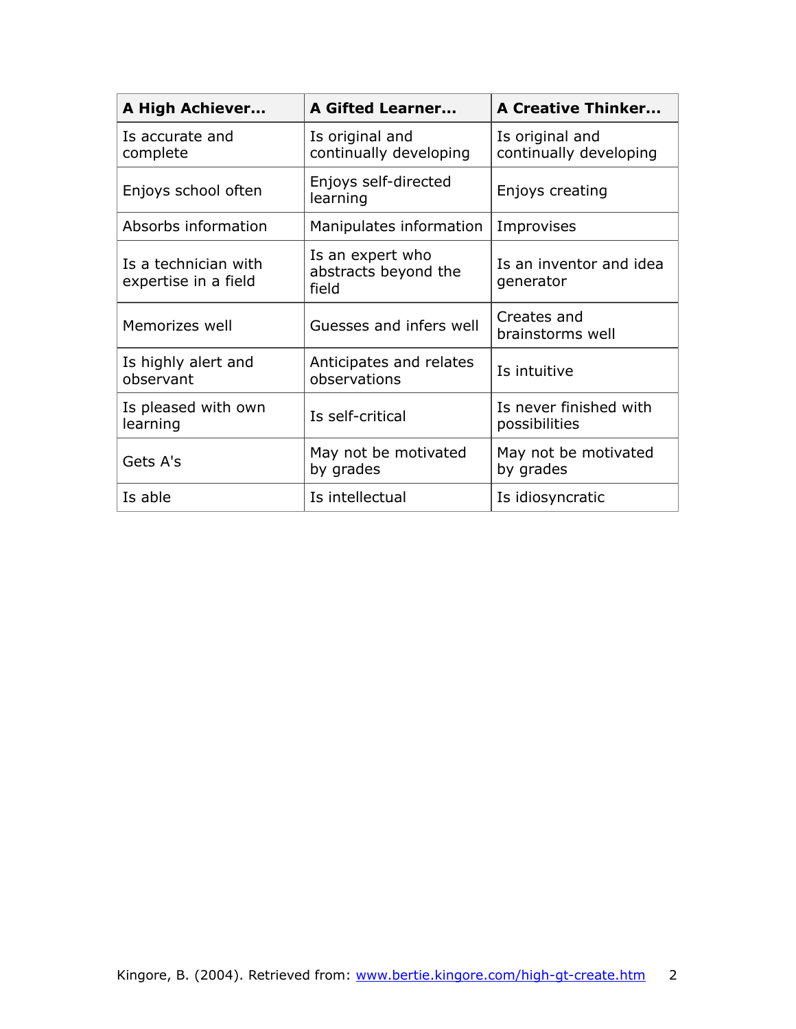| A High Achiever... | A Gifted Learner... | A Creative Thinker... |
|---|---|---|
| Is accurate and complete | Is original and continually developing | Is original and continually developing |
| Enjoys school often | Enjoys self-directed learning | Enjoys creating |
| Absorbs information | Manipulates information | Improvises |
| Is a technician with expertise in a field | Is an expert who abstracts beyond the field | Is an inventor and idea generator |
| Memorizes well | Guesses and infers well | Creates and brainstorms well |
| Is highly alert and observant | Anticipates and relates observations | Is intuitive |
| Is pleased with own learning | Is self-critical | Is never finished with possibilities |
| Gets A's | May not be motivated by grades | May not be motivated by grades |
| Is able | Is intellectual | Is idiosyncratic |

Kingore, B. (2004). Retrieved from: www.bertie.kingore.com/high-gt-create.htm